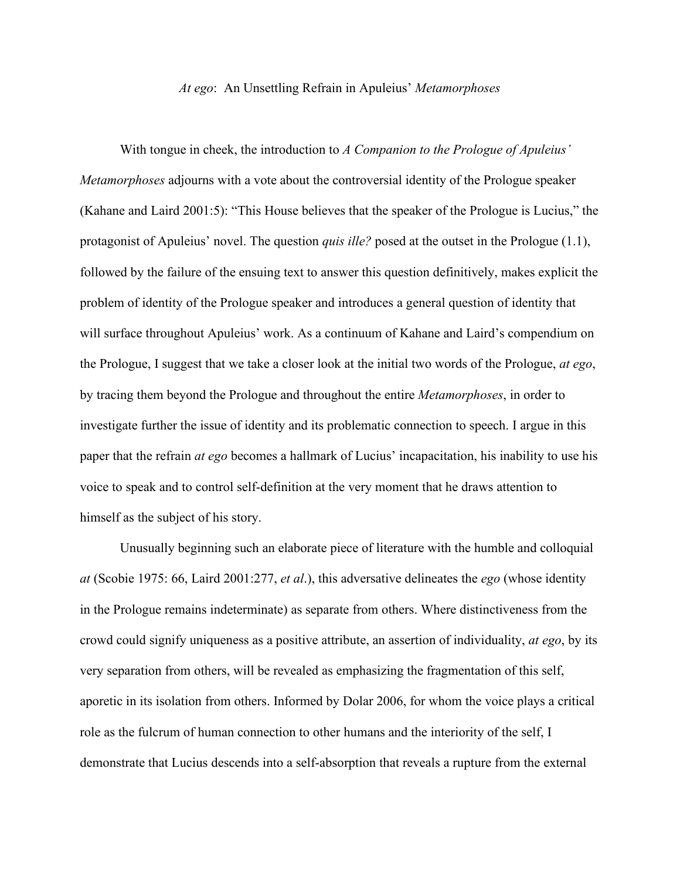# *At ego*: An Unsettling Refrain in Apuleius' *Metamorphoses*

With tongue in cheek, the introduction to *A Companion to the Prologue of Apuleius' Metamorphoses* adjourns with a vote about the controversial identity of the Prologue speaker (Kahane and Laird 2001:5): "This House believes that the speaker of the Prologue is Lucius," the protagonist of Apuleius' novel. The question *quis ille?* posed at the outset in the Prologue (1.1), followed by the failure of the ensuing text to answer this question definitively, makes explicit the problem of identity of the Prologue speaker and introduces a general question of identity that will surface throughout Apuleius' work. As a continuum of Kahane and Laird's compendium on the Prologue, I suggest that we take a closer look at the initial two words of the Prologue, *at ego*, by tracing them beyond the Prologue and throughout the entire *Metamorphoses*, in order to investigate further the issue of identity and its problematic connection to speech. I argue in this paper that the refrain *at ego* becomes a hallmark of Lucius' incapacitation, his inability to use his voice to speak and to control self-definition at the very moment that he draws attention to himself as the subject of his story.

Unusually beginning such an elaborate piece of literature with the humble and colloquial *at* (Scobie 1975: 66, Laird 2001:277, *et al*.), this adversative delineates the *ego* (whose identity in the Prologue remains indeterminate) as separate from others. Where distinctiveness from the crowd could signify uniqueness as a positive attribute, an assertion of individuality, *at ego*, by its very separation from others, will be revealed as emphasizing the fragmentation of this self, aporetic in its isolation from others. Informed by Dolar 2006, for whom the voice plays a critical role as the fulcrum of human connection to other humans and the interiority of the self, I demonstrate that Lucius descends into a self-absorption that reveals a rupture from the external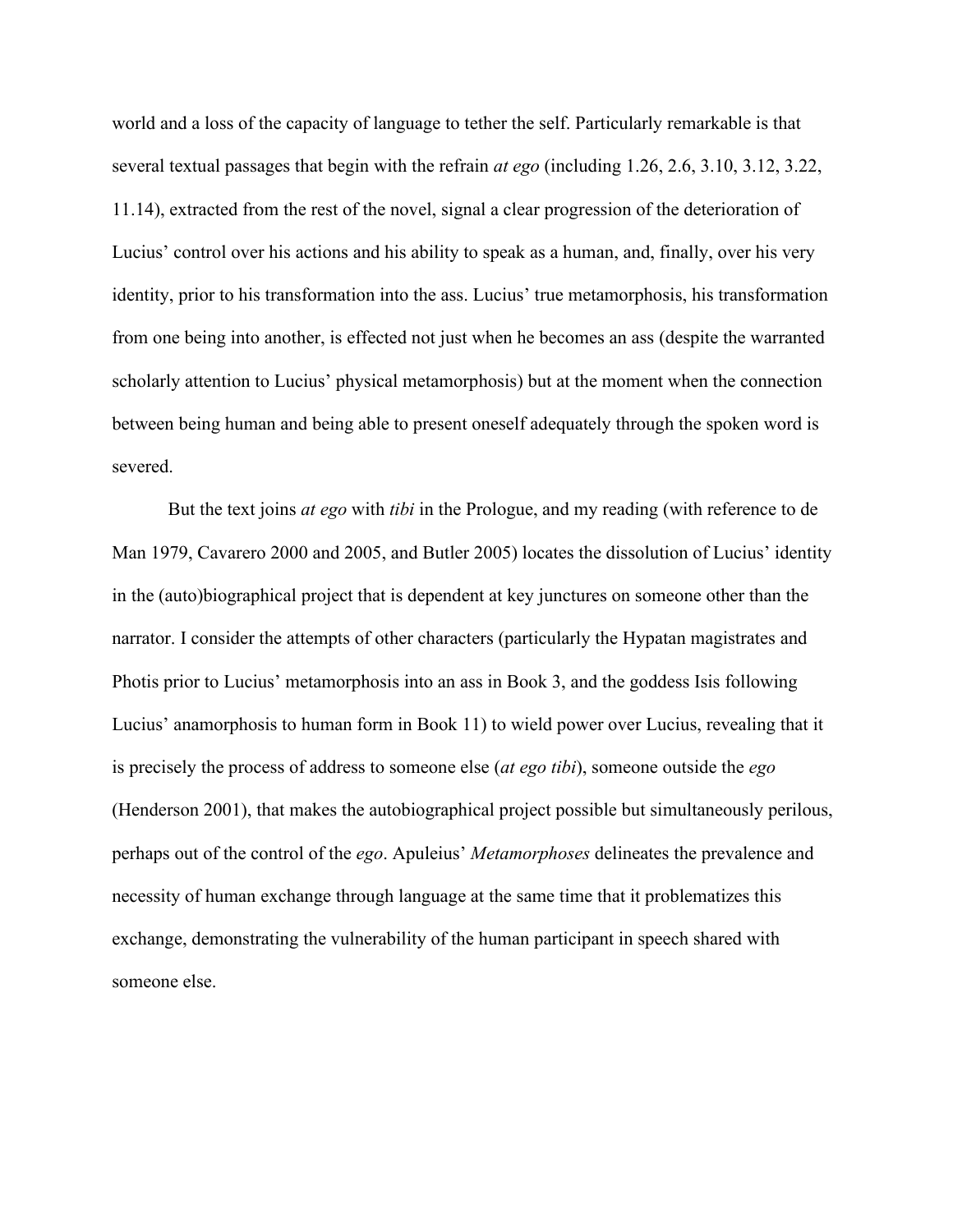world and a loss of the capacity of language to tether the self. Particularly remarkable is that several textual passages that begin with the refrain *at ego* (including 1.26, 2.6, 3.10, 3.12, 3.22, 11.14), extracted from the rest of the novel, signal a clear progression of the deterioration of Lucius' control over his actions and his ability to speak as a human, and, finally, over his very identity, prior to his transformation into the ass. Lucius' true metamorphosis, his transformation from one being into another, is effected not just when he becomes an ass (despite the warranted scholarly attention to Lucius' physical metamorphosis) but at the moment when the connection between being human and being able to present oneself adequately through the spoken word is severed.

But the text joins *at ego* with *tibi* in the Prologue, and my reading (with reference to de Man 1979, Cavarero 2000 and 2005, and Butler 2005) locates the dissolution of Lucius' identity in the (auto)biographical project that is dependent at key junctures on someone other than the narrator. I consider the attempts of other characters (particularly the Hypatan magistrates and Photis prior to Lucius' metamorphosis into an ass in Book 3, and the goddess Isis following Lucius' anamorphosis to human form in Book 11) to wield power over Lucius, revealing that it is precisely the process of address to someone else (*at ego tibi*), someone outside the *ego* (Henderson 2001), that makes the autobiographical project possible but simultaneously perilous, perhaps out of the control of the *ego*. Apuleius' *Metamorphoses* delineates the prevalence and necessity of human exchange through language at the same time that it problematizes this exchange, demonstrating the vulnerability of the human participant in speech shared with someone else.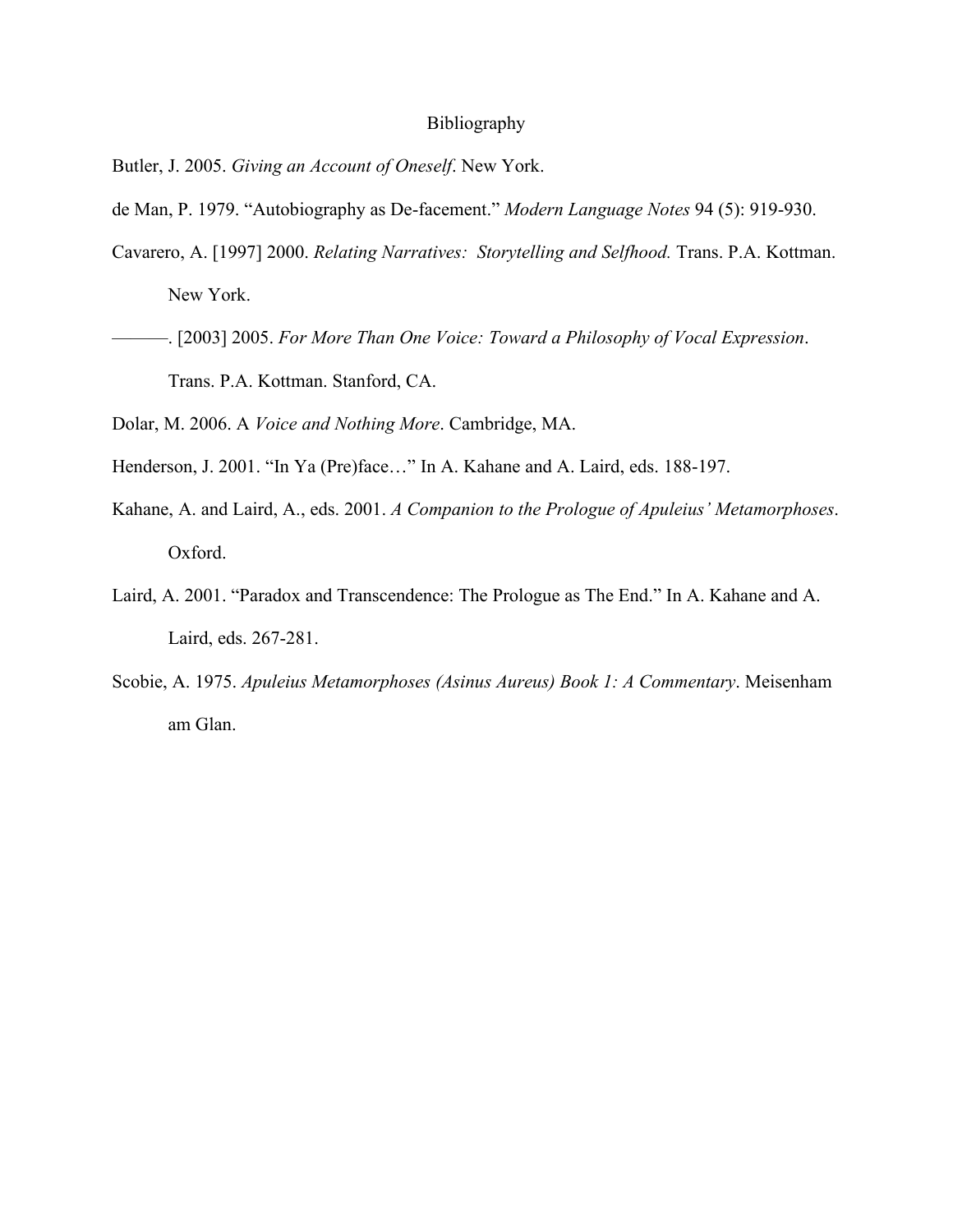# Bibliography

Butler, J. 2005. *Giving an Account of Oneself*. New York.

de Man, P. 1979. "Autobiography as De-facement." *Modern Language Notes* 94 (5): 919-930.

Cavarero, A. [1997] 2000. *Relating Narratives: Storytelling and Selfhood.* Trans. P.A. Kottman. New York.

———. [2003] 2005. *For More Than One Voice: Toward a Philosophy of Vocal Expression*. Trans. P.A. Kottman. Stanford, CA.

Dolar, M. 2006. A *Voice and Nothing More*. Cambridge, MA.

Henderson, J. 2001. "In Ya (Pre)face…" In A. Kahane and A. Laird, eds. 188-197.

Kahane, A. and Laird, A., eds. 2001. *A Companion to the Prologue of Apuleius' Metamorphoses*. Oxford.

Laird, A. 2001. "Paradox and Transcendence: The Prologue as The End." In A. Kahane and A. Laird, eds. 267-281.

Scobie, A. 1975. *Apuleius Metamorphoses (Asinus Aureus) Book 1: A Commentary*. Meisenham am Glan.